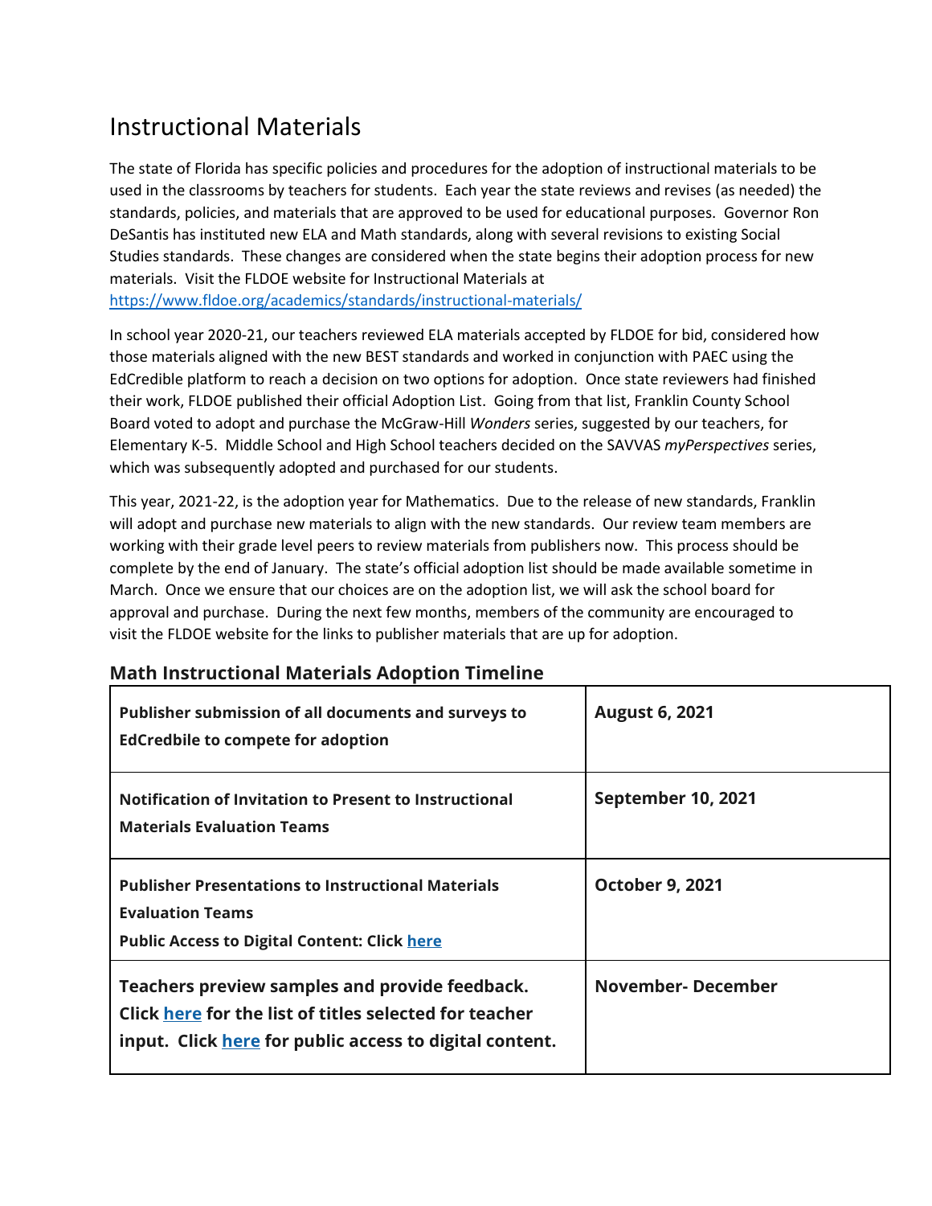# Instructional Materials

The state of Florida has specific policies and procedures for the adoption of instructional materials to be used in the classrooms by teachers for students. Each year the state reviews and revises (as needed) the standards, policies, and materials that are approved to be used for educational purposes. Governor Ron DeSantis has instituted new ELA and Math standards, along with several revisions to existing Social Studies standards. These changes are considered when the state begins their adoption process for new materials. Visit the FLDOE website for Instructional Materials at https://www.fldoe.org/academics/standards/instructional-materials/

In school year 2020-21, our teachers reviewed ELA materials accepted by FLDOE for bid, considered how those materials aligned with the new BEST standards and worked in conjunction with PAEC using the EdCredible platform to reach a decision on two options for adoption. Once state reviewers had finished their work, FLDOE published their official Adoption List. Going from that list, Franklin County School Board voted to adopt and purchase the McGraw-Hill *Wonders* series, suggested by our teachers, for Elementary K-5. Middle School and High School teachers decided on the SAVVAS *myPerspectives* series, which was subsequently adopted and purchased for our students.

This year, 2021-22, is the adoption year for Mathematics. Due to the release of new standards, Franklin will adopt and purchase new materials to align with the new standards. Our review team members are working with their grade level peers to review materials from publishers now. This process should be complete by the end of January. The state's official adoption list should be made available sometime in March. Once we ensure that our choices are on the adoption list, we will ask the school board for approval and purchase. During the next few months, members of the community are encouraged to visit the FLDOE website for the links to publisher materials that are up for adoption.

## Math Instructional Materials Adoption Timeline

| | |
|---|---|
| **Publisher submission of all documents and surveys to EdCredbile to compete for adoption** | **August 6, 2021** |
| **Notification of Invitation to Present to Instructional Materials Evaluation Teams** | **September 10, 2021** |
| **Publisher Presentations to Instructional Materials Evaluation Teams**<br>**Public Access to Digital Content: Click here** | **October 9, 2021** |
| **Teachers preview samples and provide feedback. Click here for the list of titles selected for teacher input. Click here for public access to digital content.** | **November- December** |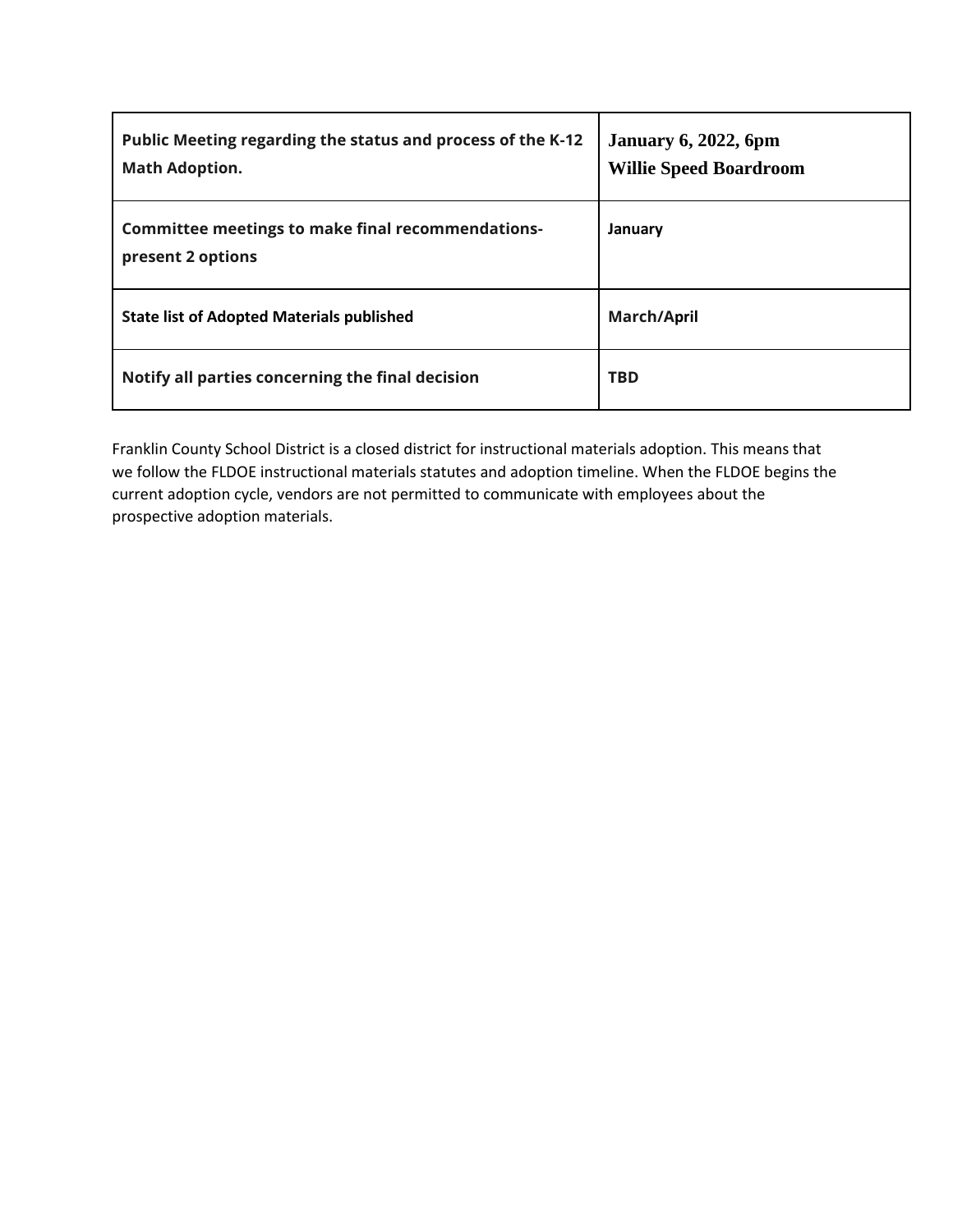| | |
|---|---|
| **Public Meeting regarding the status and process of the K-12 Math Adoption.** | **January 6, 2022, 6pm** **Willie Speed Boardroom** |
| **Committee meetings to make final recommendations-present 2 options** | **January** |
| **State list of Adopted Materials published** | **March/April** |
| **Notify all parties concerning the final decision** | **TBD** |

Franklin County School District is a closed district for instructional materials adoption. This means that we follow the FLDOE instructional materials statutes and adoption timeline. When the FLDOE begins the current adoption cycle, vendors are not permitted to communicate with employees about the prospective adoption materials.